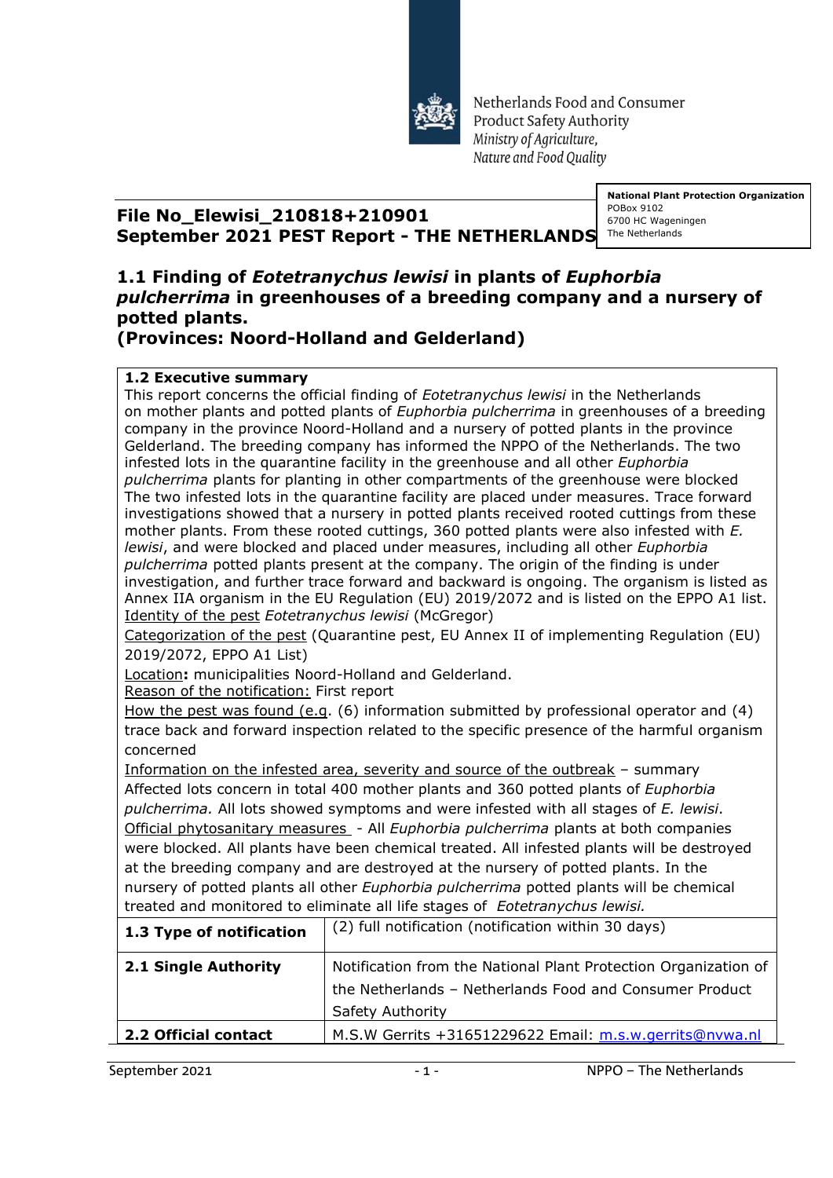Netherlands Food and Consumer Product Safety Authority
*Ministry of Agriculture, Nature and Food Quality*

**National Plant Protection Organization**
POBox 9102
6700 HC Wageningen
The Netherlands

**File No_Elewisi_210818+210901**
**September 2021 PEST Report - THE NETHERLANDS**

# 1.1 Finding of *Eotetranychus lewisi* in plants of *Euphorbia pulcherrima* in greenhouses of a breeding company and a nursery of potted plants. (Provinces: Noord-Holland and Gelderland)

**1.2 Executive summary**

This report concerns the official finding of *Eotetranychus lewisi* in the Netherlands on mother plants and potted plants of *Euphorbia pulcherrima* in greenhouses of a breeding company in the province Noord-Holland and a nursery of potted plants in the province Gelderland. The breeding company has informed the NPPO of the Netherlands. The two infested lots in the quarantine facility in the greenhouse and all other *Euphorbia pulcherrima* plants for planting in other compartments of the greenhouse were blocked The two infested lots in the quarantine facility are placed under measures. Trace forward investigations showed that a nursery in potted plants received rooted cuttings from these mother plants. From these rooted cuttings, 360 potted plants were also infested with *E. lewisi*, and were blocked and placed under measures, including all other *Euphorbia pulcherrima* potted plants present at the company. The origin of the finding is under investigation, and further trace forward and backward is ongoing. The organism is listed as Annex IIA organism in the EU Regulation (EU) 2019/2072 and is listed on the EPPO A1 list.

Identity of the pest *Eotetranychus lewisi* (McGregor)

Categorization of the pest (Quarantine pest, EU Annex II of implementing Regulation (EU) 2019/2072, EPPO A1 List)

Location**:** municipalities Noord-Holland and Gelderland.

Reason of the notification: First report

How the pest was found (e.g. (6) information submitted by professional operator and (4) trace back and forward inspection related to the specific presence of the harmful organism concerned

Information on the infested area, severity and source of the outbreak – summary
Affected lots concern in total 400 mother plants and 360 potted plants of *Euphorbia pulcherrima.* All lots showed symptoms and were infested with all stages of *E. lewisi*.

Official phytosanitary measures - All *Euphorbia pulcherrima* plants at both companies were blocked. All plants have been chemical treated. All infested plants will be destroyed at the breeding company and are destroyed at the nursery of potted plants. In the nursery of potted plants all other *Euphorbia pulcherrima* potted plants will be chemical treated and monitored to eliminate all life stages of *Eotetranychus lewisi.*

| | |
|---|---|
| **1.3 Type of notification** | (2) full notification (notification within 30 days) |
| **2.1 Single Authority** | Notification from the National Plant Protection Organization of the Netherlands – Netherlands Food and Consumer Product Safety Authority |
| **2.2 Official contact** | M.S.W Gerrits +31651229622 Email: m.s.w.gerrits@nvwa.nl |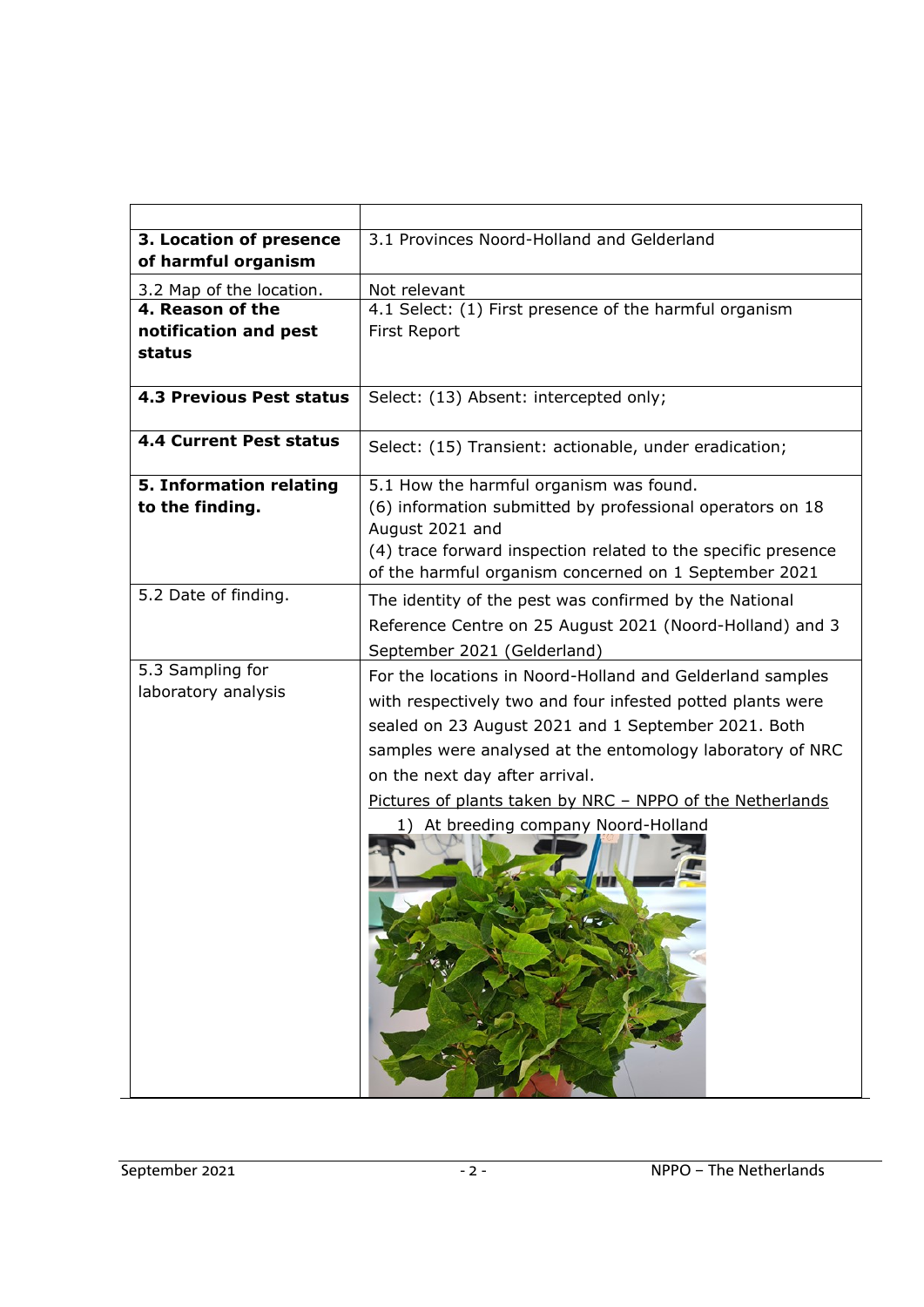| | |
|---|---|
| **3. Location of presence of harmful organism** | 3.1 Provinces Noord-Holland and Gelderland |
| 3.2 Map of the location. | Not relevant |
| **4. Reason of the notification and pest status** | 4.1 Select: (1) First presence of the harmful organism<br>First Report |
| **4.3 Previous Pest status** | Select: (13) Absent: intercepted only; |
| **4.4 Current Pest status** | Select: (15) Transient: actionable, under eradication; |
| **5. Information relating to the finding.** | 5.1 How the harmful organism was found.<br>(6) information submitted by professional operators on 18 August 2021 and<br>(4) trace forward inspection related to the specific presence of the harmful organism concerned on 1 September 2021 |
| 5.2 Date of finding. | The identity of the pest was confirmed by the National Reference Centre on 25 August 2021 (Noord-Holland) and 3 September 2021 (Gelderland) |
| 5.3 Sampling for laboratory analysis | For the locations in Noord-Holland and Gelderland samples with respectively two and four infested potted plants were sealed on 23 August 2021 and 1 September 2021. Both samples were analysed at the entomology laboratory of NRC on the next day after arrival.<br>Pictures of plants taken by NRC – NPPO of the Netherlands<br>1) At breeding company Noord-Holland |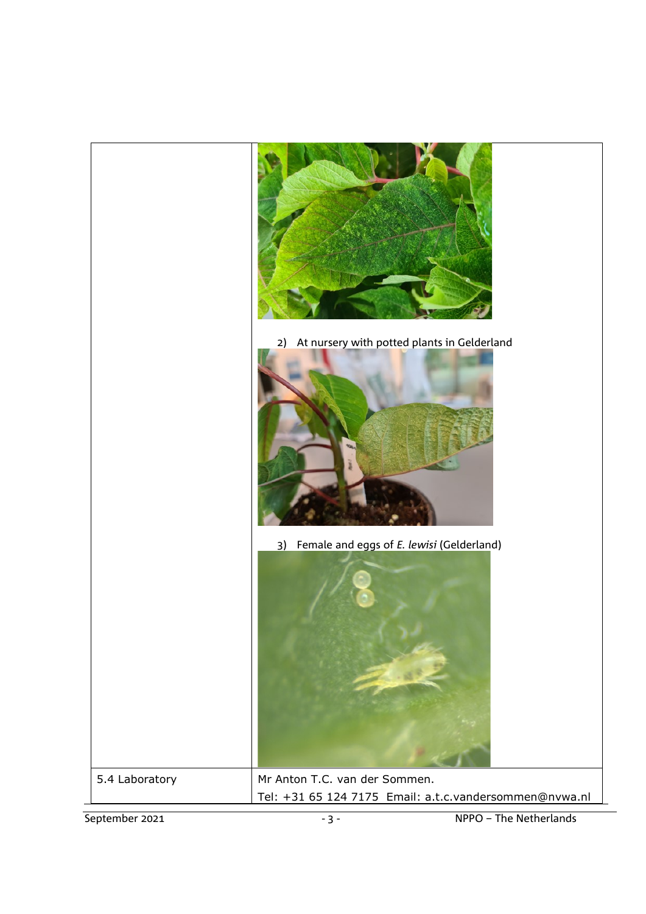| | |
|---|---|
| | 2) At nursery with potted plants in Gelderland<br>3) Female and eggs of *E. lewisi* (Gelderland) |
| 5.4 Laboratory | Mr Anton T.C. van der Sommen.<br>Tel: +31 65 124 7175 Email: a.t.c.vandersommen@nvwa.nl |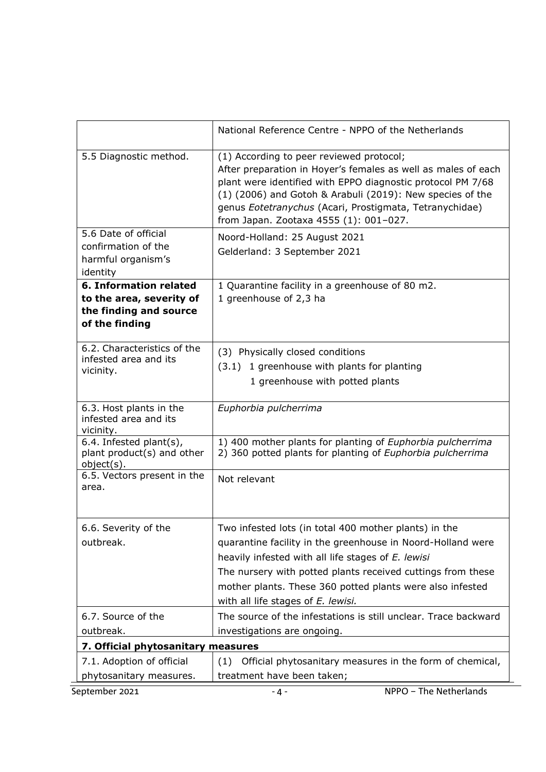| | |
|---|---|
| | National Reference Centre - NPPO of the Netherlands |
| 5.5 Diagnostic method. | (1) According to peer reviewed protocol; After preparation in Hoyer's females as well as males of each plant were identified with EPPO diagnostic protocol PM 7/68 (1) (2006) and Gotoh & Arabuli (2019): New species of the genus *Eotetranychus* (Acari, Prostigmata, Tetranychidae) from Japan. Zootaxa 4555 (1): 001–027. |
| 5.6 Date of official confirmation of the harmful organism's identity | Noord-Holland: 25 August 2021<br>Gelderland: 3 September 2021 |
| **6. Information related to the area, severity of the finding and source of the finding** | 1 Quarantine facility in a greenhouse of 80 m2.<br>1 greenhouse of 2,3 ha |
| 6.2. Characteristics of the infested area and its vicinity. | (3) Physically closed conditions<br>(3.1) 1 greenhouse with plants for planting<br>1 greenhouse with potted plants |
| 6.3. Host plants in the infested area and its vicinity. | *Euphorbia pulcherrima* |
| 6.4. Infested plant(s), plant product(s) and other object(s). | 1) 400 mother plants for planting of *Euphorbia pulcherrima*<br>2) 360 potted plants for planting of *Euphorbia pulcherrima* |
| 6.5. Vectors present in the area. | Not relevant |
| 6.6. Severity of the outbreak. | Two infested lots (in total 400 mother plants) in the quarantine facility in the greenhouse in Noord-Holland were heavily infested with all life stages of *E. lewisi*<br>The nursery with potted plants received cuttings from these mother plants. These 360 potted plants were also infested with all life stages of *E. lewisi.* |
| 6.7. Source of the outbreak. | The source of the infestations is still unclear. Trace backward investigations are ongoing. |
| **7. Official phytosanitary measures** | |
| 7.1. Adoption of official phytosanitary measures. | (1) Official phytosanitary measures in the form of chemical, treatment have been taken; |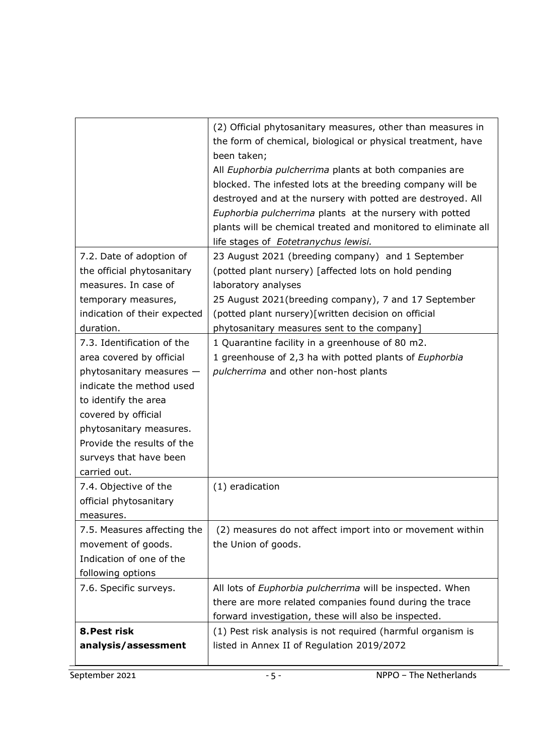| | |
|---|---|
| | (2) Official phytosanitary measures, other than measures in the form of chemical, biological or physical treatment, have been taken;<br>All *Euphorbia pulcherrima* plants at both companies are blocked. The infested lots at the breeding company will be destroyed and at the nursery with potted are destroyed. All *Euphorbia pulcherrima* plants at the nursery with potted plants will be chemical treated and monitored to eliminate all life stages of *Eotetranychus lewisi.* |
| 7.2. Date of adoption of the official phytosanitary measures. In case of temporary measures, indication of their expected duration. | 23 August 2021 (breeding company) and 1 September (potted plant nursery) [affected lots on hold pending laboratory analyses<br>25 August 2021(breeding company), 7 and 17 September (potted plant nursery)[written decision on official phytosanitary measures sent to the company] |
| 7.3. Identification of the area covered by official phytosanitary measures — indicate the method used to identify the area covered by official phytosanitary measures. Provide the results of the surveys that have been carried out. | 1 Quarantine facility in a greenhouse of 80 m2.<br>1 greenhouse of 2,3 ha with potted plants of *Euphorbia pulcherrima* and other non-host plants |
| 7.4. Objective of the official phytosanitary measures. | (1) eradication |
| 7.5. Measures affecting the movement of goods. Indication of one of the following options | (2) measures do not affect import into or movement within the Union of goods. |
| 7.6. Specific surveys. | All lots of *Euphorbia pulcherrima* will be inspected. When there are more related companies found during the trace forward investigation, these will also be inspected. |
| **8. Pest risk analysis/assessment** | (1) Pest risk analysis is not required (harmful organism is listed in Annex II of Regulation 2019/2072 |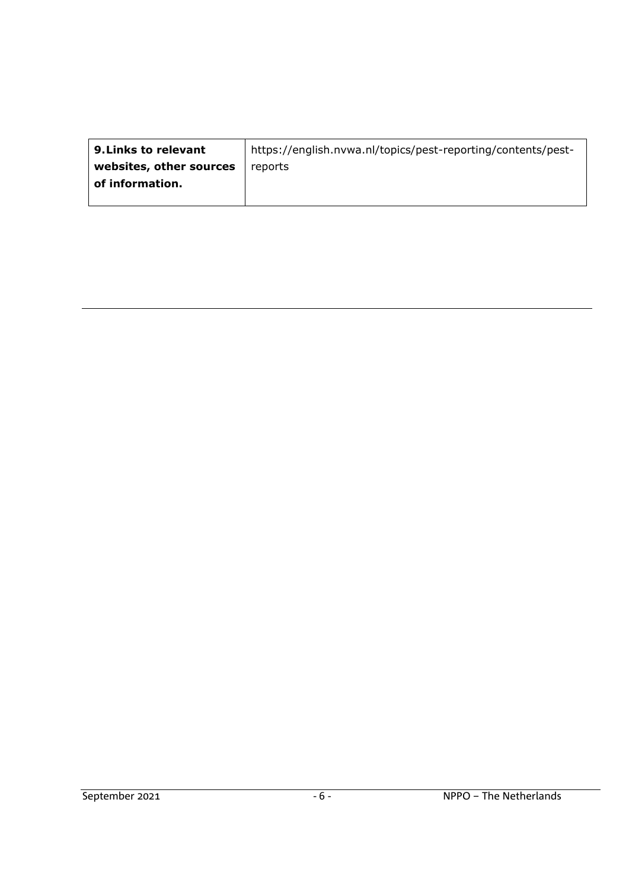| | |
|---|---|
| **9. Links to relevant websites, other sources of information.** | https://english.nvwa.nl/topics/pest-reporting/contents/pest-reports |

---